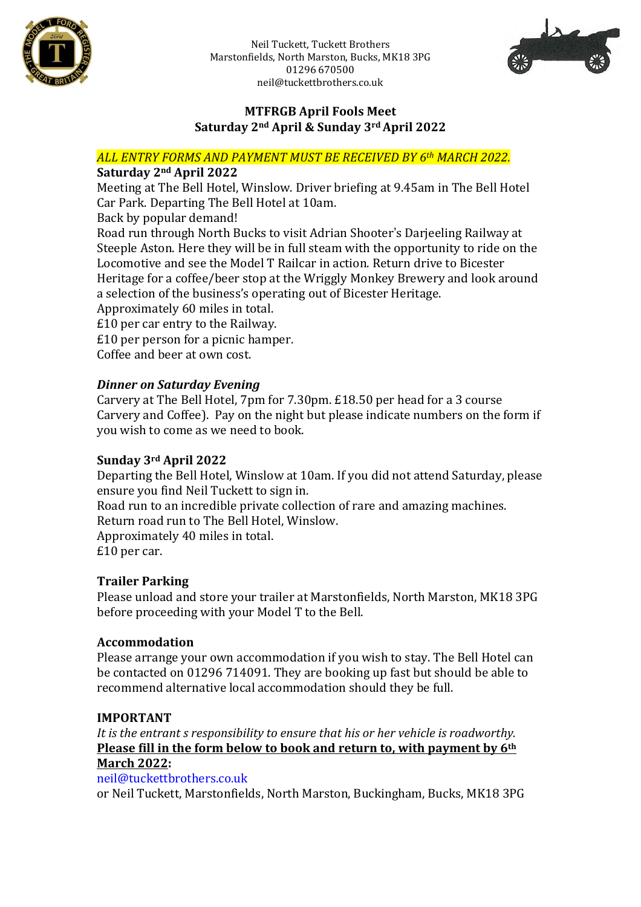Neil Tuckett, Tuckett Brothers
Marstonfields, North Marston, Bucks, MK18 3PG
01296 670500
neil@tuckettbrothers.co.uk

## MTFRGB April Fools Meet
## Saturday 2nd April & Sunday 3rd April 2022

*ALL ENTRY FORMS AND PAYMENT MUST BE RECEIVED BY 6th MARCH 2022.*

**Saturday 2nd April 2022**

Meeting at The Bell Hotel, Winslow. Driver briefing at 9.45am in The Bell Hotel Car Park. Departing The Bell Hotel at 10am.
Back by popular demand!
Road run through North Bucks to visit Adrian Shooter's Darjeeling Railway at Steeple Aston. Here they will be in full steam with the opportunity to ride on the Locomotive and see the Model T Railcar in action. Return drive to Bicester Heritage for a coffee/beer stop at the Wriggly Monkey Brewery and look around a selection of the business's operating out of Bicester Heritage.
Approximately 60 miles in total.
£10 per car entry to the Railway.
£10 per person for a picnic hamper.
Coffee and beer at own cost.

***Dinner on Saturday Evening***

Carvery at The Bell Hotel, 7pm for 7.30pm. £18.50 per head for a 3 course Carvery and Coffee). Pay on the night but please indicate numbers on the form if you wish to come as we need to book.

**Sunday 3rd April 2022**

Departing the Bell Hotel, Winslow at 10am. If you did not attend Saturday, please ensure you find Neil Tuckett to sign in.
Road run to an incredible private collection of rare and amazing machines.
Return road run to The Bell Hotel, Winslow.
Approximately 40 miles in total.
£10 per car.

**Trailer Parking**

Please unload and store your trailer at Marstonfields, North Marston, MK18 3PG before proceeding with your Model T to the Bell.

**Accommodation**

Please arrange your own accommodation if you wish to stay. The Bell Hotel can be contacted on 01296 714091. They are booking up fast but should be able to recommend alternative local accommodation should they be full.

**IMPORTANT**

*It is the entrant s responsibility to ensure that his or her vehicle is roadworthy.*
**Please fill in the form below to book and return to, with payment by 6th March 2022:**
neil@tuckettbrothers.co.uk
or Neil Tuckett, Marstonfields, North Marston, Buckingham, Bucks, MK18 3PG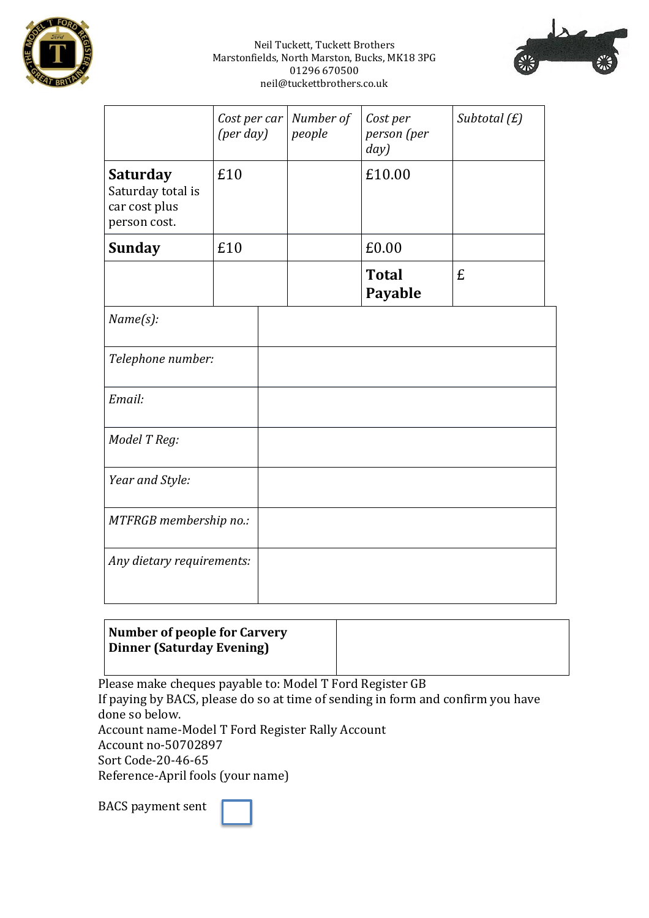Neil Tuckett, Tuckett Brothers
Marstonfields, North Marston, Bucks, MK18 3PG
01296 670500
neil@tuckettbrothers.co.uk

| | *Cost per car (per day)* | *Number of people* | *Cost per person (per day)* | *Subtotal (£)* |
|---|---|---|---|---|
| **Saturday** Saturday total is car cost plus person cost. | £10 | | £10.00 | |
| **Sunday** | £10 | | £0.00 | |
| | | | **Total Payable** | £ |

| | |
|---|---|
| *Name(s):* | |
| *Telephone number:* | |
| *Email:* | |
| *Model T Reg:* | |
| *Year and Style:* | |
| *MTFRGB membership no.:* | |
| *Any dietary requirements:* | |

| | |
|---|---|
| **Number of people for Carvery Dinner (Saturday Evening)** | |

Please make cheques payable to: Model T Ford Register GB
If paying by BACS, please do so at time of sending in form and confirm you have done so below.
Account name-Model T Ford Register Rally Account
Account no-50702897
Sort Code-20-46-65
Reference-April fools (your name)

BACS payment sent ☐